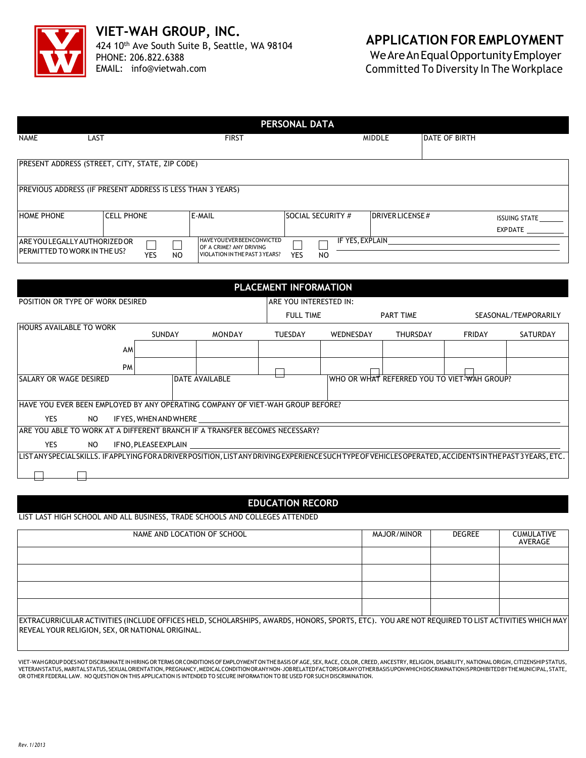# VIET-WAH GROUP, INC.

424 10th Ave South Suite B, Seattle, WA 98104
PHONE: 206.822.6388
EMAIL: info@vietwah.com

# APPLICATION FOR EMPLOYMENT

We Are An Equal Opportunity Employer
Committed To Diversity In The Workplace

## PERSONAL DATA

| NAME LAST | FIRST | MIDDLE | DATE OF BIRTH |
|---|---|---|---|
| | | | |

PRESENT ADDRESS (STREET, CITY, STATE, ZIP CODE)

PREVIOUS ADDRESS (IF PRESENT ADDRESS IS LESS THAN 3 YEARS)

| HOME PHONE | CELL PHONE | E-MAIL | SOCIAL SECURITY # | DRIVER LICENSE # | ISSUING STATE ______ EXP DATE ______ |
|---|---|---|---|---|---|
| | | | | | |

ARE YOU LEGALLY AUTHORIZED OR PERMITTED TO WORK IN THE US? ☐ YES ☐ NO

HAVE YOU EVER BEEN CONVICTED OF A CRIME? ANY DRIVING VIOLATION IN THE PAST 3 YEARS? ☐ YES ☐ NO

IF YES, EXPLAIN ______________________________

## PLACEMENT INFORMATION

POSITION OR TYPE OF WORK DESIRED

ARE YOU INTERESTED IN: ☐ FULL TIME ☐ PART TIME ☐ SEASONAL/TEMPORARILY

| HOURS AVAILABLE TO WORK | SUNDAY | MONDAY | TUESDAY | WEDNESDAY | THURSDAY | FRIDAY | SATURDAY |
|---|---|---|---|---|---|---|---|
| AM | | | | | | | |
| PM | | | | | | | |

| SALARY OR WAGE DESIRED | DATE AVAILABLE | WHO OR WHAT REFERRED YOU TO VIET-WAH GROUP? |
|---|---|---|
| | | |

HAVE YOU EVER BEEN EMPLOYED BY ANY OPERATING COMPANY OF VIET-WAH GROUP BEFORE?

☐ YES ☐ NO IF YES, WHEN AND WHERE ______________________________

ARE YOU ABLE TO WORK AT A DIFFERENT BRANCH IF A TRANSFER BECOMES NECESSARY?

☐ YES ☐ NO IF NO, PLEASE EXPLAIN ______________________________

LIST ANY SPECIAL SKILLS. IF APPLYING FOR A DRIVER POSITION, LIST ANY DRIVING EXPERIENCE SUCH TYPE OF VEHICLES OPERATED, ACCIDENTS IN THE PAST 3 YEARS, ETC.

## EDUCATION RECORD

LIST LAST HIGH SCHOOL AND ALL BUSINESS, TRADE SCHOOLS AND COLLEGES ATTENDED

| NAME AND LOCATION OF SCHOOL | MAJOR/MINOR | DEGREE | CUMULATIVE AVERAGE |
|---|---|---|---|
| | | | |
| | | | |
| | | | |
| | | | |

EXTRACURRICULAR ACTIVITIES (INCLUDE OFFICES HELD, SCHOLARSHIPS, AWARDS, HONORS, SPORTS, ETC). YOU ARE NOT REQUIRED TO LIST ACTIVITIES WHICH MAY REVEAL YOUR RELIGION, SEX, OR NATIONAL ORIGINAL.

VIET-WAH GROUP DOES NOT DISCRIMINATE IN HIRING OR TERMS OR CONDITIONS OF EMPLOYMENT ON THE BASIS OF AGE, SEX, RACE, COLOR, CREED, ANCESTRY, RELIGION, DISABILITY, NATIONAL ORIGIN, CITIZENSHIP STATUS, VETERAN STATUS, MARITAL STATUS, SEXUAL ORIENTATION, PREGNANCY, MEDICAL CONDITION OR ANY NON-JOB RELATED FACTORS OR ANY OTHER BASIS UPON WHICH DISCRIMINATION IS PROHIBITED BY THE MUNICIPAL, STATE, OR OTHER FEDERAL LAW. NO QUESTION ON THIS APPLICATION IS INTENDED TO SECURE INFORMATION TO BE USED FOR SUCH DISCRIMINATION.

*Rev. 1/2013*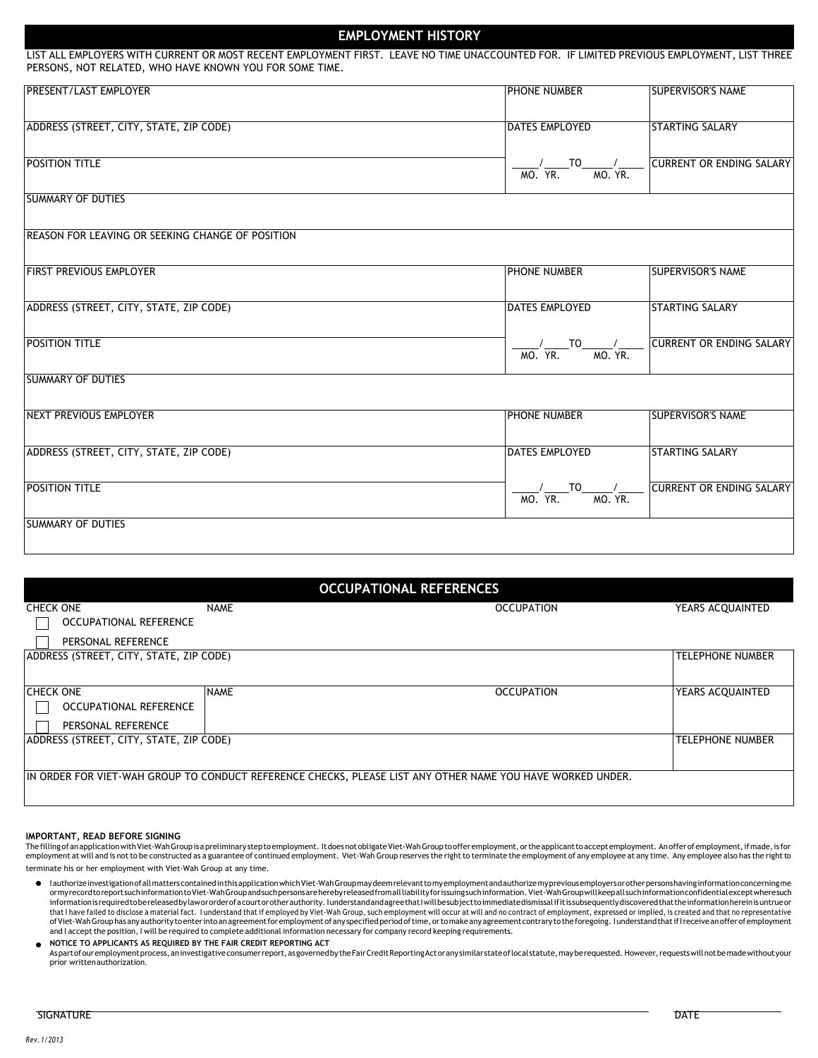## EMPLOYMENT HISTORY

LIST ALL EMPLOYERS WITH CURRENT OR MOST RECENT EMPLOYMENT FIRST. LEAVE NO TIME UNACCOUNTED FOR. IF LIMITED PREVIOUS EMPLOYMENT, LIST THREE PERSONS, NOT RELATED, WHO HAVE KNOWN YOU FOR SOME TIME.

| | | |
|---|---|---|
| PRESENT/LAST EMPLOYER | PHONE NUMBER | SUPERVISOR'S NAME |
| ADDRESS (STREET, CITY, STATE, ZIP CODE) | DATES EMPLOYED | STARTING SALARY |
| POSITION TITLE | ____/____TO____/____ MO. YR. MO. YR. | CURRENT OR ENDING SALARY |
| SUMMARY OF DUTIES | | |
| REASON FOR LEAVING OR SEEKING CHANGE OF POSITION | | |
| FIRST PREVIOUS EMPLOYER | PHONE NUMBER | SUPERVISOR'S NAME |
| ADDRESS (STREET, CITY, STATE, ZIP CODE) | DATES EMPLOYED | STARTING SALARY |
| POSITION TITLE | ____/____TO____/____ MO. YR. MO. YR. | CURRENT OR ENDING SALARY |
| SUMMARY OF DUTIES | | |
| NEXT PREVIOUS EMPLOYER | PHONE NUMBER | SUPERVISOR'S NAME |
| ADDRESS (STREET, CITY, STATE, ZIP CODE) | DATES EMPLOYED | STARTING SALARY |
| POSITION TITLE | ____/____TO____/____ MO. YR. MO. YR. | CURRENT OR ENDING SALARY |
| SUMMARY OF DUTIES | | |

## OCCUPATIONAL REFERENCES

| | | | |
|---|---|---|---|
| CHECK ONE ☐ OCCUPATIONAL REFERENCE ☐ PERSONAL REFERENCE | NAME | OCCUPATION | YEARS ACQUAINTED |
| ADDRESS (STREET, CITY, STATE, ZIP CODE) | | | TELEPHONE NUMBER |
| CHECK ONE ☐ OCCUPATIONAL REFERENCE ☐ PERSONAL REFERENCE | NAME | OCCUPATION | YEARS ACQUAINTED |
| ADDRESS (STREET, CITY, STATE, ZIP CODE) | | | TELEPHONE NUMBER |
| IN ORDER FOR VIET-WAH GROUP TO CONDUCT REFERENCE CHECKS, PLEASE LIST ANY OTHER NAME YOU HAVE WORKED UNDER. | | | |

**IMPORTANT, READ BEFORE SIGNING**

The filling of an application with Viet-Wah Group is a preliminary step to employment. It does not obligate Viet-Wah Group to offer employment, or the applicant to accept employment. An offer of employment, if made, is for employment at will and is not to be constructed as a guarantee of continued employment. Viet-Wah Group reserves the right to terminate the employment of any employee at any time. Any employee also has the right to terminate his or her employment with Viet-Wah Group at any time.

- I authorize investigation of all matters contained in this application which Viet-Wah Group may deem relevant to my employment and authorize my previous employers or other persons having information concerning me or my record to report such information to Viet-Wah Group and such persons are hereby released from all liability for issuing such information. Viet-Wah Group will keep all such information confidential except where such information is required to be released by law or order of a court or other authority. I understand and agree that I will be subject to immediate dismissal if it is subsequently discovered that the information herein is untrue or that I have failed to disclose a material fact. I understand that if employed by Viet-Wah Group, such employment will occur at will and no contract of employment, expressed or implied, is created and that no representative of Viet-Wah Group has any authority to enter into an agreement for employment of any specified period of time, or to make any agreement contrary to the foregoing. I understand that if I receive an offer of employment and I accept the position, I will be required to complete additional information necessary for company record keeping requirements.
- **NOTICE TO APPLICANTS AS REQUIRED BY THE FAIR CREDIT REPORTING ACT**
  As part of our employment process, an investigative consumer report, as governed by the Fair Credit Reporting Act or any similar state of local statute, may be requested. However, requests will not be made without your prior written authorization.

SIGNATURE ____________________________________________ DATE ______________

*Rev. 1/2013*